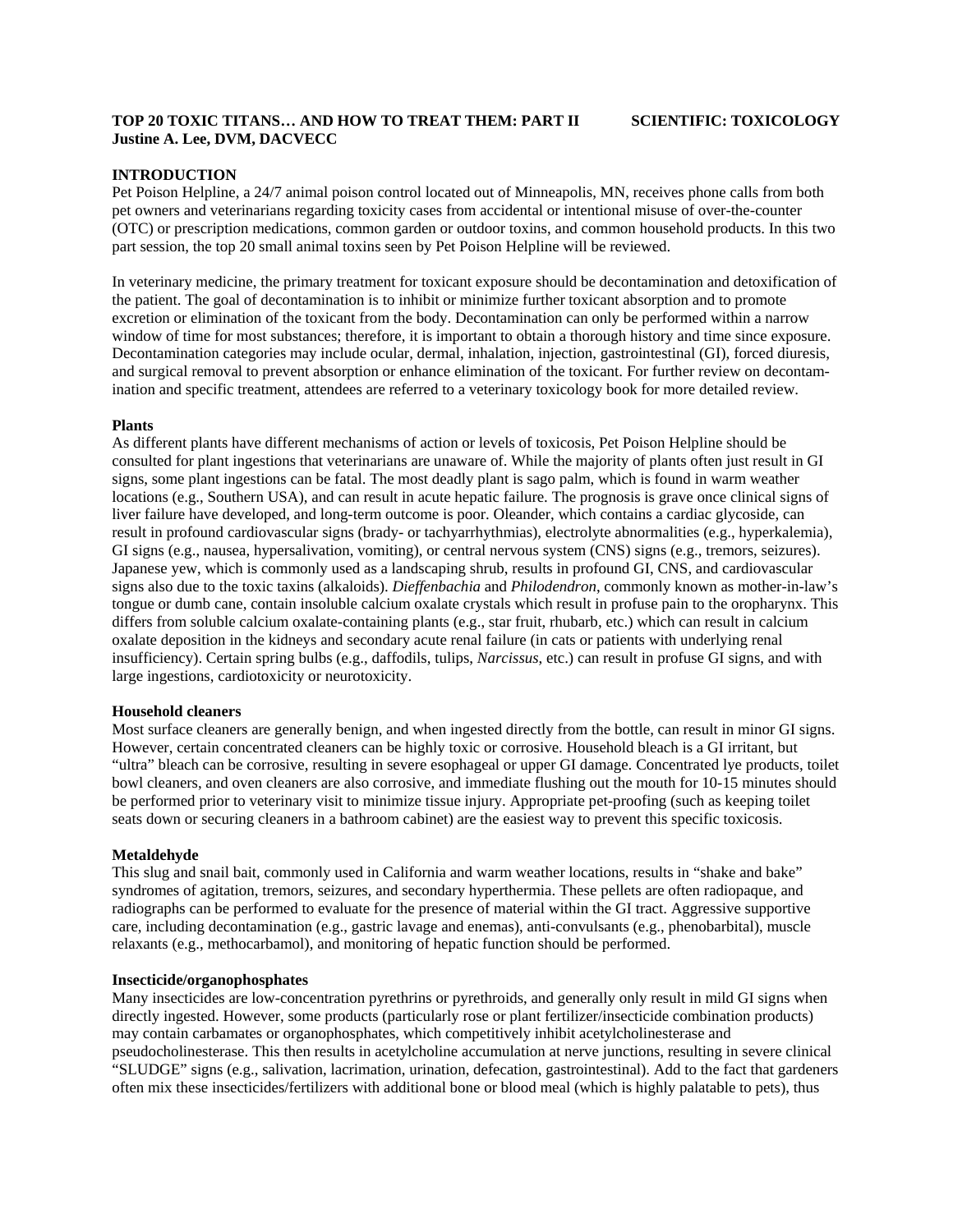**TOP 20 TOXIC TITANS… AND HOW TO TREAT THEM: PART II** **SCIENTIFIC: TOXICOLOGY**
**Justine A. Lee, DVM, DACVECC**

## INTRODUCTION

Pet Poison Helpline, a 24/7 animal poison control located out of Minneapolis, MN, receives phone calls from both pet owners and veterinarians regarding toxicity cases from accidental or intentional misuse of over-the-counter (OTC) or prescription medications, common garden or outdoor toxins, and common household products. In this two part session, the top 20 small animal toxins seen by Pet Poison Helpline will be reviewed.

In veterinary medicine, the primary treatment for toxicant exposure should be decontamination and detoxification of the patient. The goal of decontamination is to inhibit or minimize further toxicant absorption and to promote excretion or elimination of the toxicant from the body. Decontamination can only be performed within a narrow window of time for most substances; therefore, it is important to obtain a thorough history and time since exposure. Decontamination categories may include ocular, dermal, inhalation, injection, gastrointestinal (GI), forced diuresis, and surgical removal to prevent absorption or enhance elimination of the toxicant. For further review on decontamination and specific treatment, attendees are referred to a veterinary toxicology book for more detailed review.

### Plants

As different plants have different mechanisms of action or levels of toxicosis, Pet Poison Helpline should be consulted for plant ingestions that veterinarians are unaware of. While the majority of plants often just result in GI signs, some plant ingestions can be fatal. The most deadly plant is sago palm, which is found in warm weather locations (e.g., Southern USA), and can result in acute hepatic failure. The prognosis is grave once clinical signs of liver failure have developed, and long-term outcome is poor. Oleander, which contains a cardiac glycoside, can result in profound cardiovascular signs (brady- or tachyarrhythmias), electrolyte abnormalities (e.g., hyperkalemia), GI signs (e.g., nausea, hypersalivation, vomiting), or central nervous system (CNS) signs (e.g., tremors, seizures). Japanese yew, which is commonly used as a landscaping shrub, results in profound GI, CNS, and cardiovascular signs also due to the toxic taxins (alkaloids). *Dieffenbachia* and *Philodendron*, commonly known as mother-in-law's tongue or dumb cane, contain insoluble calcium oxalate crystals which result in profuse pain to the oropharynx. This differs from soluble calcium oxalate-containing plants (e.g., star fruit, rhubarb, etc.) which can result in calcium oxalate deposition in the kidneys and secondary acute renal failure (in cats or patients with underlying renal insufficiency). Certain spring bulbs (e.g., daffodils, tulips, *Narcissus*, etc.) can result in profuse GI signs, and with large ingestions, cardiotoxicity or neurotoxicity.

### Household cleaners

Most surface cleaners are generally benign, and when ingested directly from the bottle, can result in minor GI signs. However, certain concentrated cleaners can be highly toxic or corrosive. Household bleach is a GI irritant, but "ultra" bleach can be corrosive, resulting in severe esophageal or upper GI damage. Concentrated lye products, toilet bowl cleaners, and oven cleaners are also corrosive, and immediate flushing out the mouth for 10-15 minutes should be performed prior to veterinary visit to minimize tissue injury. Appropriate pet-proofing (such as keeping toilet seats down or securing cleaners in a bathroom cabinet) are the easiest way to prevent this specific toxicosis.

### Metaldehyde

This slug and snail bait, commonly used in California and warm weather locations, results in "shake and bake" syndromes of agitation, tremors, seizures, and secondary hyperthermia. These pellets are often radiopaque, and radiographs can be performed to evaluate for the presence of material within the GI tract. Aggressive supportive care, including decontamination (e.g., gastric lavage and enemas), anti-convulsants (e.g., phenobarbital), muscle relaxants (e.g., methocarbamol), and monitoring of hepatic function should be performed.

### Insecticide/organophosphates

Many insecticides are low-concentration pyrethrins or pyrethroids, and generally only result in mild GI signs when directly ingested. However, some products (particularly rose or plant fertilizer/insecticide combination products) may contain carbamates or organophosphates, which competitively inhibit acetylcholinesterase and pseudocholinesterase. This then results in acetylcholine accumulation at nerve junctions, resulting in severe clinical "SLUDGE" signs (e.g., salivation, lacrimation, urination, defecation, gastrointestinal). Add to the fact that gardeners often mix these insecticides/fertilizers with additional bone or blood meal (which is highly palatable to pets), thus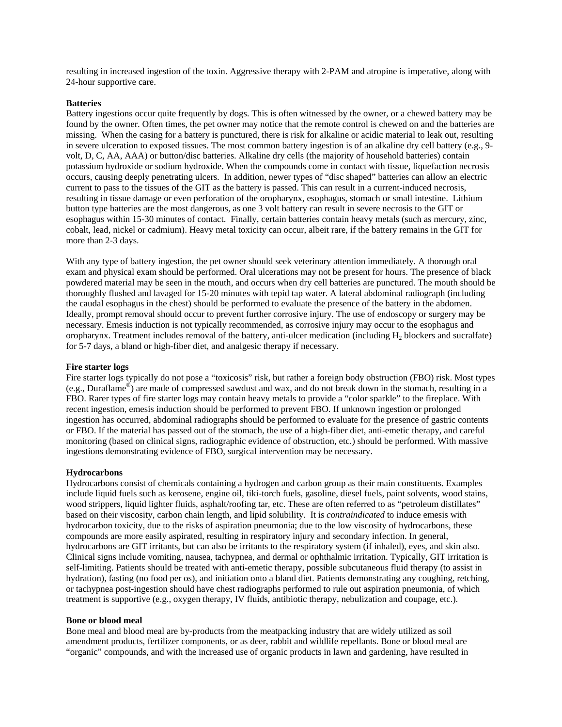resulting in increased ingestion of the toxin. Aggressive therapy with 2-PAM and atropine is imperative, along with 24-hour supportive care.

**Batteries**

Battery ingestions occur quite frequently by dogs. This is often witnessed by the owner, or a chewed battery may be found by the owner. Often times, the pet owner may notice that the remote control is chewed on and the batteries are missing. When the casing for a battery is punctured, there is risk for alkaline or acidic material to leak out, resulting in severe ulceration to exposed tissues. The most common battery ingestion is of an alkaline dry cell battery (e.g., 9-volt, D, C, AA, AAA) or button/disc batteries. Alkaline dry cells (the majority of household batteries) contain potassium hydroxide or sodium hydroxide. When the compounds come in contact with tissue, liquefaction necrosis occurs, causing deeply penetrating ulcers. In addition, newer types of "disc shaped" batteries can allow an electric current to pass to the tissues of the GIT as the battery is passed. This can result in a current-induced necrosis, resulting in tissue damage or even perforation of the oropharynx, esophagus, stomach or small intestine. Lithium button type batteries are the most dangerous, as one 3 volt battery can result in severe necrosis to the GIT or esophagus within 15-30 minutes of contact. Finally, certain batteries contain heavy metals (such as mercury, zinc, cobalt, lead, nickel or cadmium). Heavy metal toxicity can occur, albeit rare, if the battery remains in the GIT for more than 2-3 days.

With any type of battery ingestion, the pet owner should seek veterinary attention immediately. A thorough oral exam and physical exam should be performed. Oral ulcerations may not be present for hours. The presence of black powdered material may be seen in the mouth, and occurs when dry cell batteries are punctured. The mouth should be thoroughly flushed and lavaged for 15-20 minutes with tepid tap water. A lateral abdominal radiograph (including the caudal esophagus in the chest) should be performed to evaluate the presence of the battery in the abdomen. Ideally, prompt removal should occur to prevent further corrosive injury. The use of endoscopy or surgery may be necessary. Emesis induction is not typically recommended, as corrosive injury may occur to the esophagus and oropharynx. Treatment includes removal of the battery, anti-ulcer medication (including $H_2$ blockers and sucralfate) for 5-7 days, a bland or high-fiber diet, and analgesic therapy if necessary.

**Fire starter logs**

Fire starter logs typically do not pose a "toxicosis" risk, but rather a foreign body obstruction (FBO) risk. Most types (e.g., Duraflame®) are made of compressed sawdust and wax, and do not break down in the stomach, resulting in a FBO. Rarer types of fire starter logs may contain heavy metals to provide a "color sparkle" to the fireplace. With recent ingestion, emesis induction should be performed to prevent FBO. If unknown ingestion or prolonged ingestion has occurred, abdominal radiographs should be performed to evaluate for the presence of gastric contents or FBO. If the material has passed out of the stomach, the use of a high-fiber diet, anti-emetic therapy, and careful monitoring (based on clinical signs, radiographic evidence of obstruction, etc.) should be performed. With massive ingestions demonstrating evidence of FBO, surgical intervention may be necessary.

**Hydrocarbons**

Hydrocarbons consist of chemicals containing a hydrogen and carbon group as their main constituents. Examples include liquid fuels such as kerosene, engine oil, tiki-torch fuels, gasoline, diesel fuels, paint solvents, wood stains, wood strippers, liquid lighter fluids, asphalt/roofing tar, etc. These are often referred to as "petroleum distillates" based on their viscosity, carbon chain length, and lipid solubility. It is *contraindicated* to induce emesis with hydrocarbon toxicity, due to the risks of aspiration pneumonia; due to the low viscosity of hydrocarbons, these compounds are more easily aspirated, resulting in respiratory injury and secondary infection. In general, hydrocarbons are GIT irritants, but can also be irritants to the respiratory system (if inhaled), eyes, and skin also. Clinical signs include vomiting, nausea, tachypnea, and dermal or ophthalmic irritation. Typically, GIT irritation is self-limiting. Patients should be treated with anti-emetic therapy, possible subcutaneous fluid therapy (to assist in hydration), fasting (no food per os), and initiation onto a bland diet. Patients demonstrating any coughing, retching, or tachypnea post-ingestion should have chest radiographs performed to rule out aspiration pneumonia, of which treatment is supportive (e.g., oxygen therapy, IV fluids, antibiotic therapy, nebulization and coupage, etc.).

**Bone or blood meal**

Bone meal and blood meal are by-products from the meatpacking industry that are widely utilized as soil amendment products, fertilizer components, or as deer, rabbit and wildlife repellants. Bone or blood meal are "organic" compounds, and with the increased use of organic products in lawn and gardening, have resulted in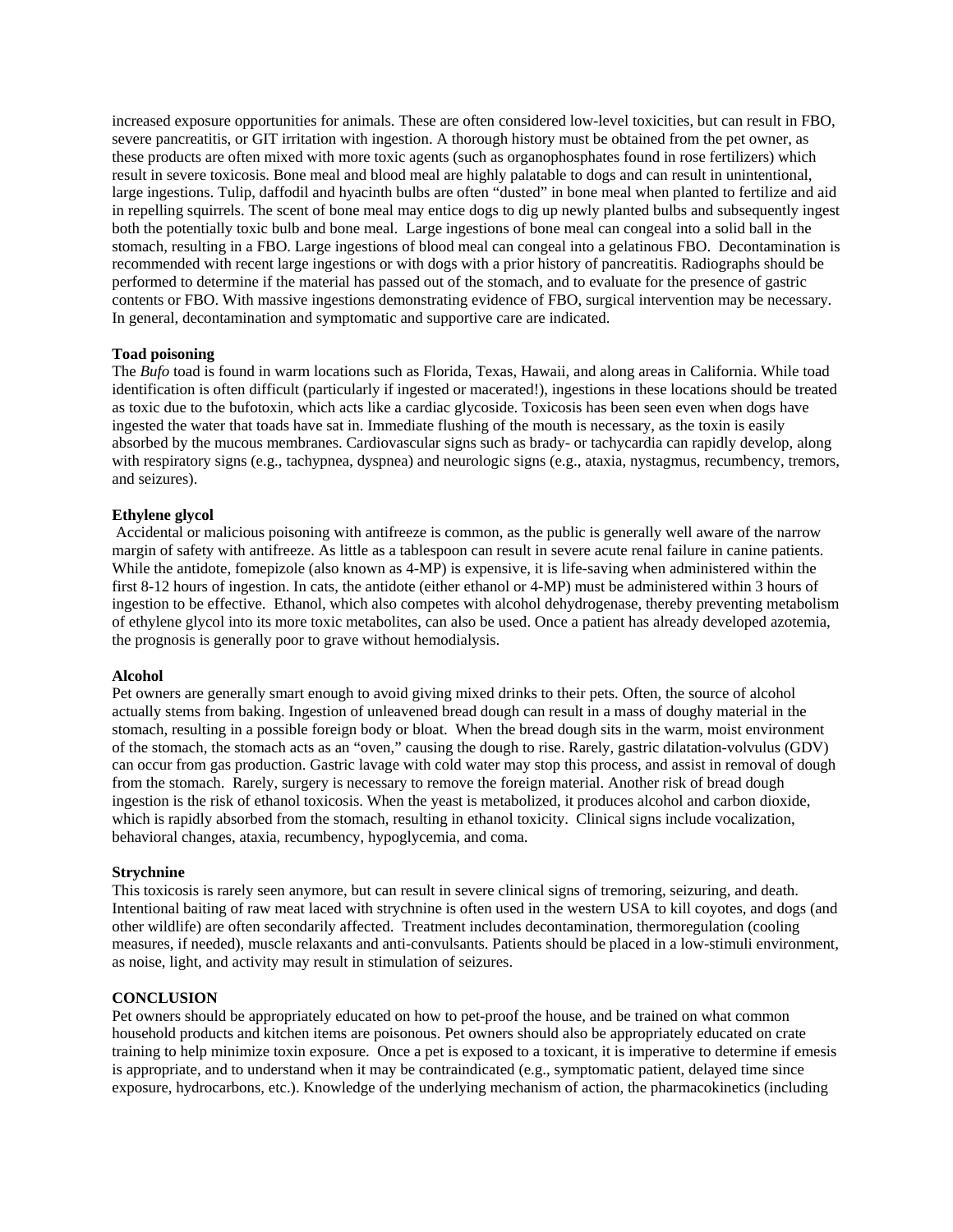increased exposure opportunities for animals. These are often considered low-level toxicities, but can result in FBO, severe pancreatitis, or GIT irritation with ingestion. A thorough history must be obtained from the pet owner, as these products are often mixed with more toxic agents (such as organophosphates found in rose fertilizers) which result in severe toxicosis. Bone meal and blood meal are highly palatable to dogs and can result in unintentional, large ingestions. Tulip, daffodil and hyacinth bulbs are often "dusted" in bone meal when planted to fertilize and aid in repelling squirrels. The scent of bone meal may entice dogs to dig up newly planted bulbs and subsequently ingest both the potentially toxic bulb and bone meal. Large ingestions of bone meal can congeal into a solid ball in the stomach, resulting in a FBO. Large ingestions of blood meal can congeal into a gelatinous FBO. Decontamination is recommended with recent large ingestions or with dogs with a prior history of pancreatitis. Radiographs should be performed to determine if the material has passed out of the stomach, and to evaluate for the presence of gastric contents or FBO. With massive ingestions demonstrating evidence of FBO, surgical intervention may be necessary. In general, decontamination and symptomatic and supportive care are indicated.

**Toad poisoning**

The *Bufo* toad is found in warm locations such as Florida, Texas, Hawaii, and along areas in California. While toad identification is often difficult (particularly if ingested or macerated!), ingestions in these locations should be treated as toxic due to the bufotoxin, which acts like a cardiac glycoside. Toxicosis has been seen even when dogs have ingested the water that toads have sat in. Immediate flushing of the mouth is necessary, as the toxin is easily absorbed by the mucous membranes. Cardiovascular signs such as brady- or tachycardia can rapidly develop, along with respiratory signs (e.g., tachypnea, dyspnea) and neurologic signs (e.g., ataxia, nystagmus, recumbency, tremors, and seizures).

**Ethylene glycol**

Accidental or malicious poisoning with antifreeze is common, as the public is generally well aware of the narrow margin of safety with antifreeze. As little as a tablespoon can result in severe acute renal failure in canine patients. While the antidote, fomepizole (also known as 4-MP) is expensive, it is life-saving when administered within the first 8-12 hours of ingestion. In cats, the antidote (either ethanol or 4-MP) must be administered within 3 hours of ingestion to be effective. Ethanol, which also competes with alcohol dehydrogenase, thereby preventing metabolism of ethylene glycol into its more toxic metabolites, can also be used. Once a patient has already developed azotemia, the prognosis is generally poor to grave without hemodialysis.

**Alcohol**

Pet owners are generally smart enough to avoid giving mixed drinks to their pets. Often, the source of alcohol actually stems from baking. Ingestion of unleavened bread dough can result in a mass of doughy material in the stomach, resulting in a possible foreign body or bloat. When the bread dough sits in the warm, moist environment of the stomach, the stomach acts as an "oven," causing the dough to rise. Rarely, gastric dilatation-volvulus (GDV) can occur from gas production. Gastric lavage with cold water may stop this process, and assist in removal of dough from the stomach. Rarely, surgery is necessary to remove the foreign material. Another risk of bread dough ingestion is the risk of ethanol toxicosis. When the yeast is metabolized, it produces alcohol and carbon dioxide, which is rapidly absorbed from the stomach, resulting in ethanol toxicity. Clinical signs include vocalization, behavioral changes, ataxia, recumbency, hypoglycemia, and coma.

**Strychnine**

This toxicosis is rarely seen anymore, but can result in severe clinical signs of tremoring, seizuring, and death. Intentional baiting of raw meat laced with strychnine is often used in the western USA to kill coyotes, and dogs (and other wildlife) are often secondarily affected. Treatment includes decontamination, thermoregulation (cooling measures, if needed), muscle relaxants and anti-convulsants. Patients should be placed in a low-stimuli environment, as noise, light, and activity may result in stimulation of seizures.

**CONCLUSION**

Pet owners should be appropriately educated on how to pet-proof the house, and be trained on what common household products and kitchen items are poisonous. Pet owners should also be appropriately educated on crate training to help minimize toxin exposure. Once a pet is exposed to a toxicant, it is imperative to determine if emesis is appropriate, and to understand when it may be contraindicated (e.g., symptomatic patient, delayed time since exposure, hydrocarbons, etc.). Knowledge of the underlying mechanism of action, the pharmacokinetics (including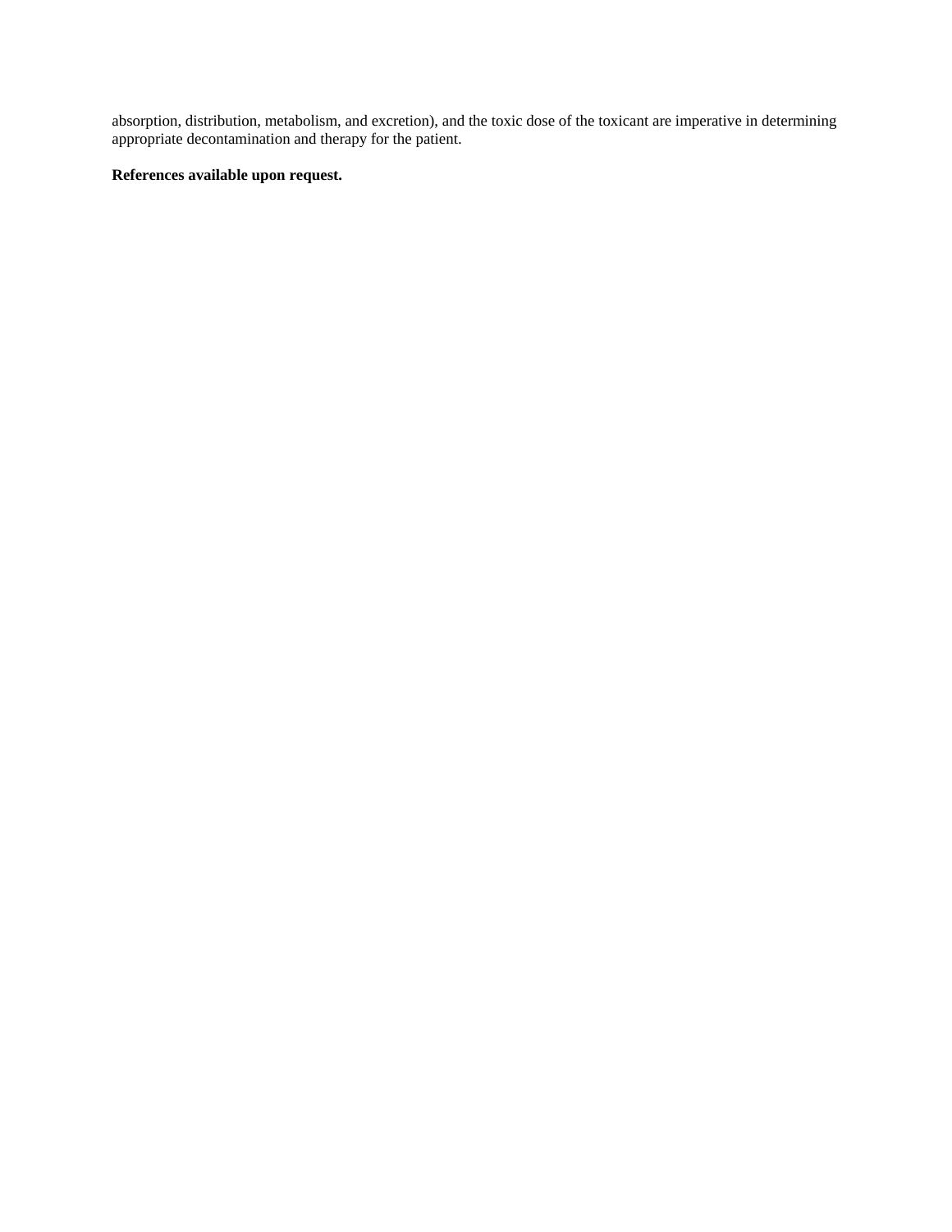absorption, distribution, metabolism, and excretion), and the toxic dose of the toxicant are imperative in determining appropriate decontamination and therapy for the patient.

**References available upon request.**